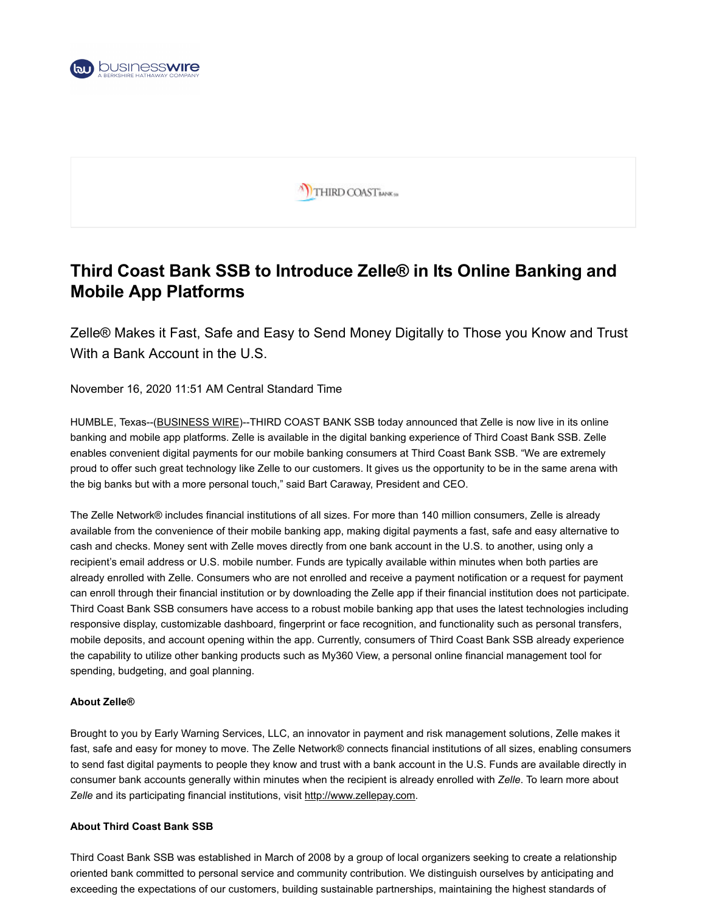# Third Coast Bank SSB to Introduce Zelle® in Its Online Banking and Mobile App Platforms

## Zelle® Makes it Fast, Safe and Easy to Send Money Digitally to Those you Know and Trust With a Bank Account in the U.S.

November 16, 2020 11:51 AM Central Standard Time

HUMBLE, Texas--(BUSINESS WIRE)--THIRD COAST BANK SSB today announced that Zelle is now live in its online banking and mobile app platforms. Zelle is available in the digital banking experience of Third Coast Bank SSB. Zelle enables convenient digital payments for our mobile banking consumers at Third Coast Bank SSB. "We are extremely proud to offer such great technology like Zelle to our customers. It gives us the opportunity to be in the same arena with the big banks but with a more personal touch," said Bart Caraway, President and CEO.

The Zelle Network® includes financial institutions of all sizes. For more than 140 million consumers, Zelle is already available from the convenience of their mobile banking app, making digital payments a fast, safe and easy alternative to cash and checks. Money sent with Zelle moves directly from one bank account in the U.S. to another, using only a recipient's email address or U.S. mobile number. Funds are typically available within minutes when both parties are already enrolled with Zelle. Consumers who are not enrolled and receive a payment notification or a request for payment can enroll through their financial institution or by downloading the Zelle app if their financial institution does not participate. Third Coast Bank SSB consumers have access to a robust mobile banking app that uses the latest technologies including responsive display, customizable dashboard, fingerprint or face recognition, and functionality such as personal transfers, mobile deposits, and account opening within the app. Currently, consumers of Third Coast Bank SSB already experience the capability to utilize other banking products such as My360 View, a personal online financial management tool for spending, budgeting, and goal planning.

**About Zelle®**

Brought to you by Early Warning Services, LLC, an innovator in payment and risk management solutions, Zelle makes it fast, safe and easy for money to move. The Zelle Network® connects financial institutions of all sizes, enabling consumers to send fast digital payments to people they know and trust with a bank account in the U.S. Funds are available directly in consumer bank accounts generally within minutes when the recipient is already enrolled with *Zelle*. To learn more about *Zelle* and its participating financial institutions, visit http://www.zellepay.com.

**About Third Coast Bank SSB**

Third Coast Bank SSB was established in March of 2008 by a group of local organizers seeking to create a relationship oriented bank committed to personal service and community contribution. We distinguish ourselves by anticipating and exceeding the expectations of our customers, building sustainable partnerships, maintaining the highest standards of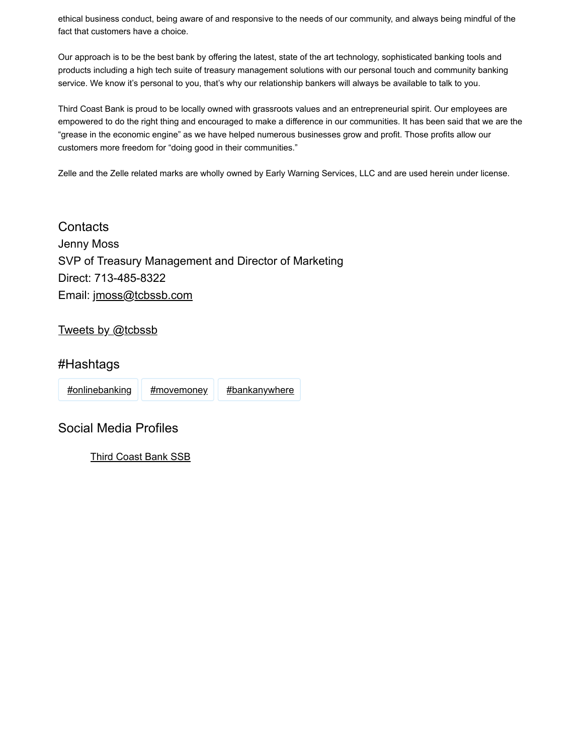ethical business conduct, being aware of and responsive to the needs of our community, and always being mindful of the fact that customers have a choice.

Our approach is to be the best bank by offering the latest, state of the art technology, sophisticated banking tools and products including a high tech suite of treasury management solutions with our personal touch and community banking service. We know it's personal to you, that's why our relationship bankers will always be available to talk to you.

Third Coast Bank is proud to be locally owned with grassroots values and an entrepreneurial spirit. Our employees are empowered to do the right thing and encouraged to make a difference in our communities. It has been said that we are the "grease in the economic engine" as we have helped numerous businesses grow and profit. Those profits allow our customers more freedom for "doing good in their communities."

Zelle and the Zelle related marks are wholly owned by Early Warning Services, LLC and are used herein under license.

## Contacts

Jenny Moss
SVP of Treasury Management and Director of Marketing
Direct: 713-485-8322
Email: jmoss@tcbssb.com

Tweets by @tcbssb

## #Hashtags

#onlinebanking #movemoney #bankanywhere

## Social Media Profiles

Third Coast Bank SSB